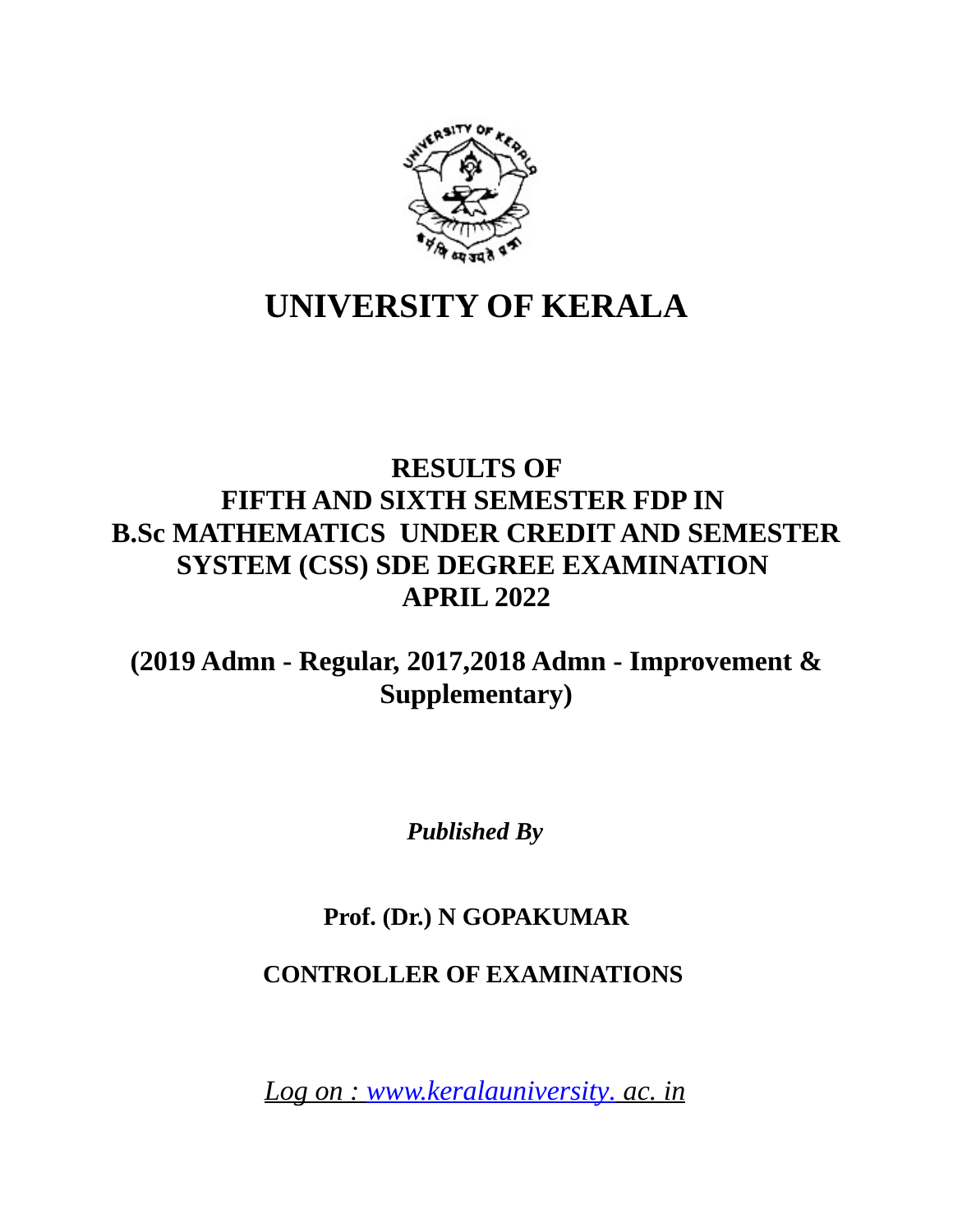# UNIVERSITY OF KERALA

## RESULTS OF
## FIFTH AND SIXTH SEMESTER FDP IN
## B.Sc MATHEMATICS UNDER CREDIT AND SEMESTER SYSTEM (CSS) SDE DEGREE EXAMINATION
## APRIL 2022

**(2019 Admn - Regular, 2017,2018 Admn - Improvement & Supplementary)**

***Published By***

**Prof. (Dr.) N GOPAKUMAR**

**CONTROLLER OF EXAMINATIONS**

*Log on : www.keralauniversity. ac. in*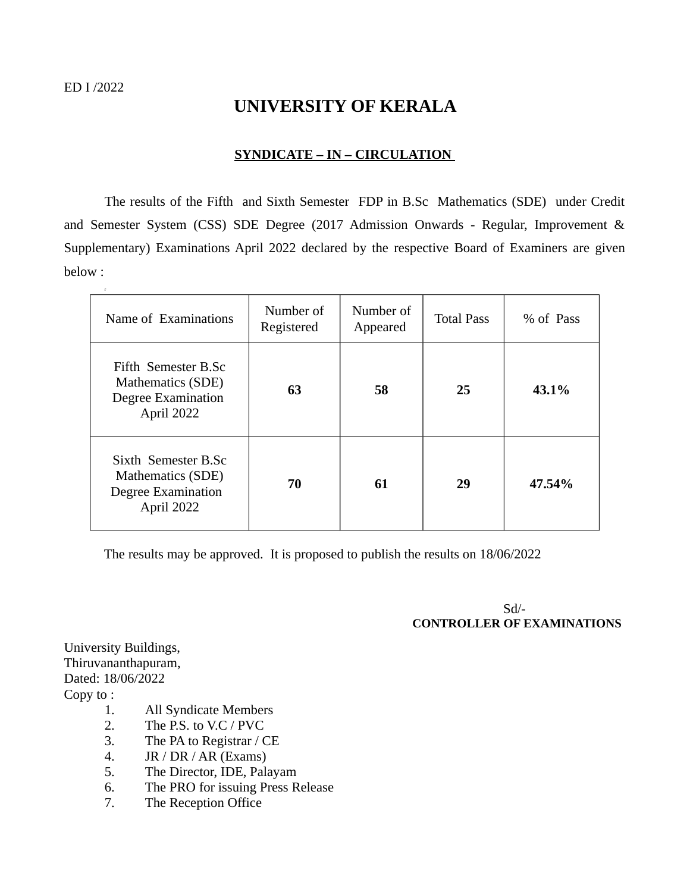ED I /2022

# UNIVERSITY OF KERALA

## SYNDICATE – IN – CIRCULATION

The results of the Fifth and Sixth Semester FDP in B.Sc Mathematics (SDE) under Credit and Semester System (CSS) SDE Degree (2017 Admission Onwards - Regular, Improvement & Supplementary) Examinations April 2022 declared by the respective Board of Examiners are given below :

| Name of Examinations | Number of Registered | Number of Appeared | Total Pass | % of Pass |
|---|---|---|---|---|
| Fifth Semester B.Sc Mathematics (SDE) Degree Examination April 2022 | **63** | **58** | **25** | **43.1%** |
| Sixth Semester B.Sc Mathematics (SDE) Degree Examination April 2022 | **70** | **61** | **29** | **47.54%** |

The results may be approved. It is proposed to publish the results on 18/06/2022

Sd/-
**CONTROLLER OF EXAMINATIONS**

University Buildings,
Thiruvananthapuram,
Dated: 18/06/2022

Copy to :

1. All Syndicate Members
2. The P.S. to V.C / PVC
3. The PA to Registrar / CE
4. JR / DR / AR (Exams)
5. The Director, IDE, Palayam
6. The PRO for issuing Press Release
7. The Reception Office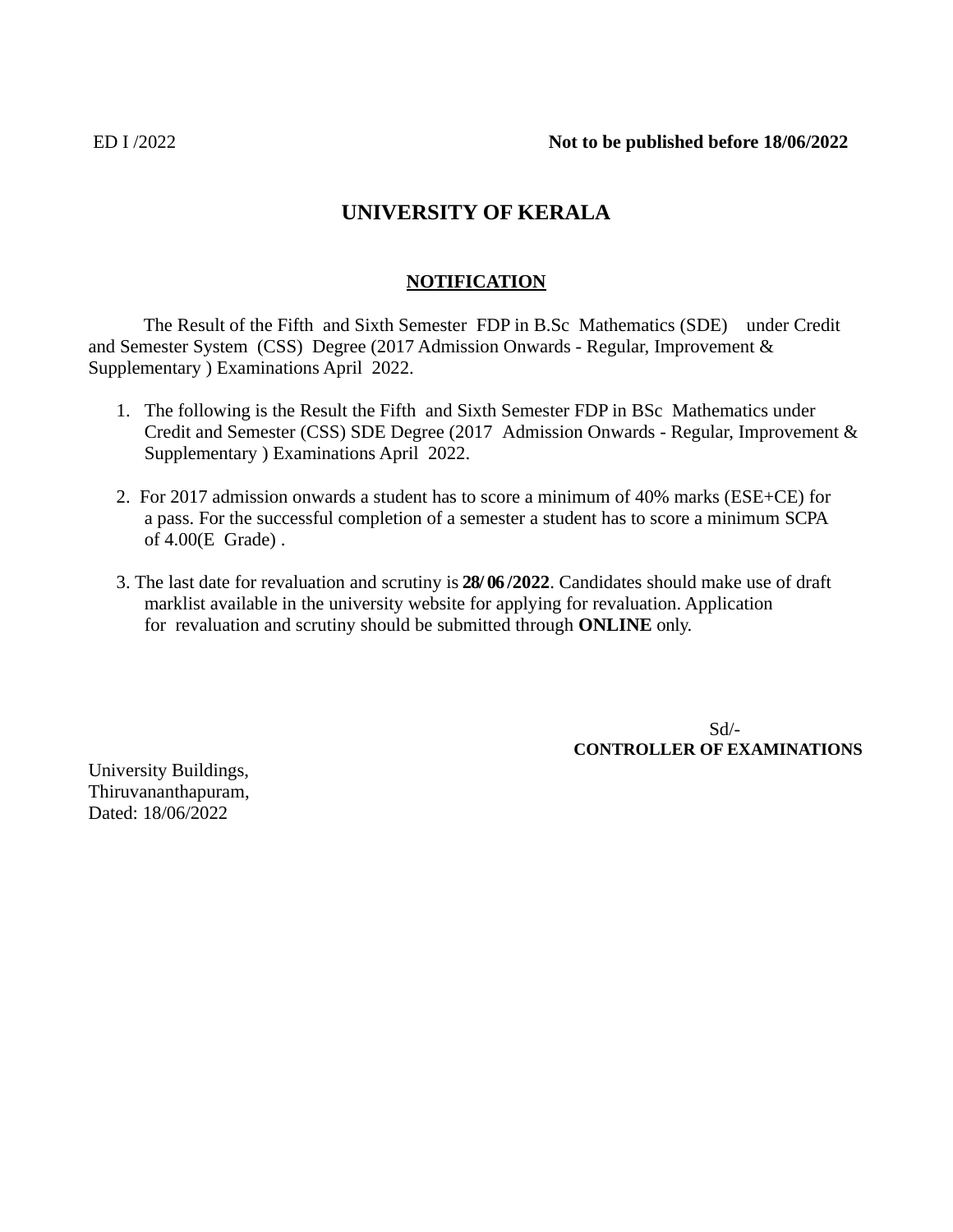ED I /2022 **Not to be published before 18/06/2022**

# UNIVERSITY OF KERALA

## NOTIFICATION

The Result of the Fifth and Sixth Semester FDP in B.Sc Mathematics (SDE) under Credit and Semester System (CSS) Degree (2017 Admission Onwards - Regular, Improvement & Supplementary ) Examinations April 2022.

1. The following is the Result the Fifth and Sixth Semester FDP in BSc Mathematics under Credit and Semester (CSS) SDE Degree (2017 Admission Onwards - Regular, Improvement & Supplementary ) Examinations April 2022.

2. For 2017 admission onwards a student has to score a minimum of 40% marks (ESE+CE) for a pass. For the successful completion of a semester a student has to score a minimum SCPA of 4.00(E Grade) .

3. The last date for revaluation and scrutiny is **28/ 06 /2022**. Candidates should make use of draft marklist available in the university website for applying for revaluation. Application for revaluation and scrutiny should be submitted through **ONLINE** only.

Sd/-
**CONTROLLER OF EXAMINATIONS**

University Buildings,
Thiruvananthapuram,
Dated: 18/06/2022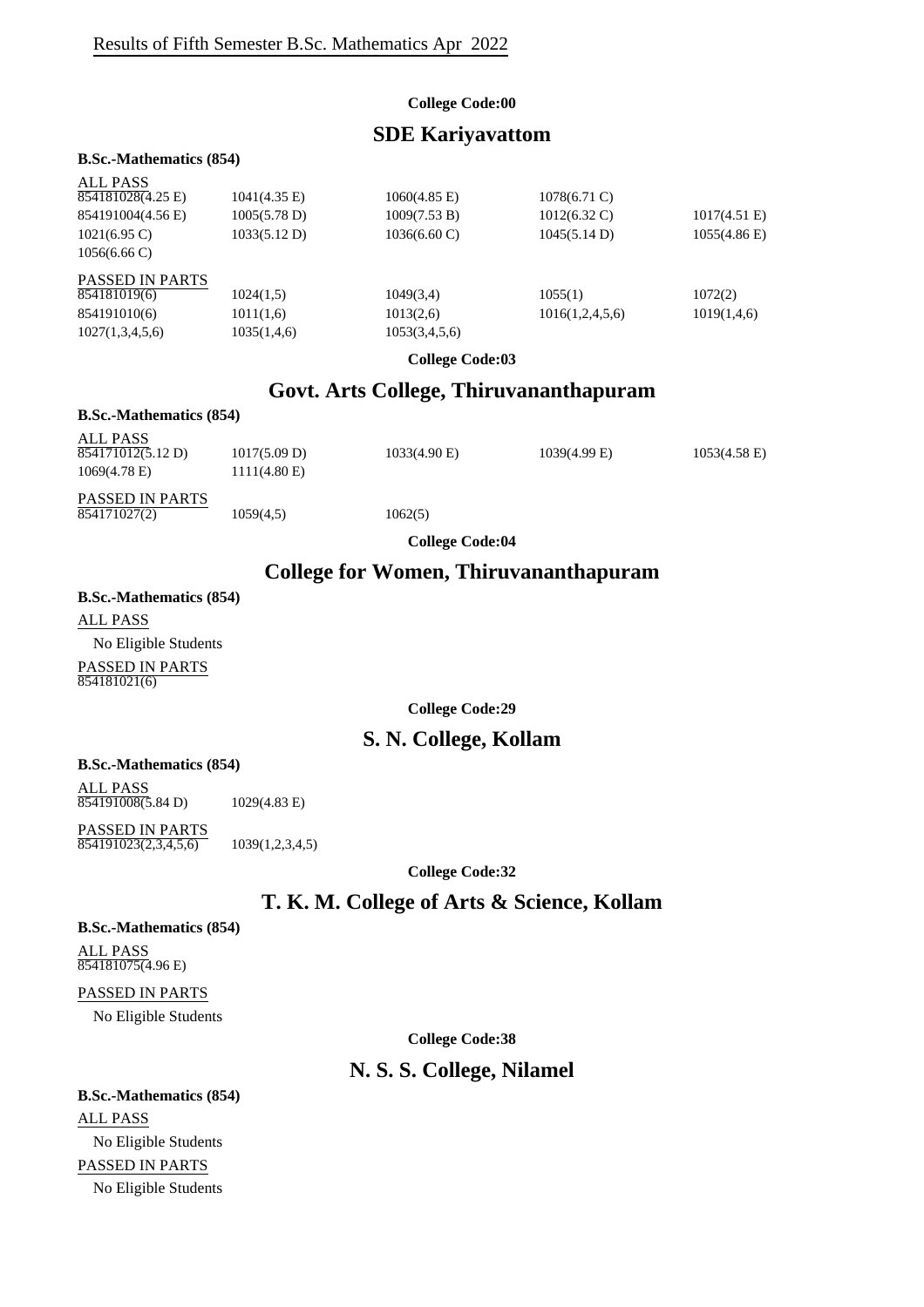# Results of Fifth Semester B.Sc. Mathematics Apr 2022

**College Code:00**

## SDE Kariyavattom

**B.Sc.-Mathematics (854)**

ALL PASS

| | | | | |
|---|---|---|---|---|
| 854181028(4.25 E) | 1041(4.35 E) | 1060(4.85 E) | 1078(6.71 C) | |
| 854191004(4.56 E) | 1005(5.78 D) | 1009(7.53 B) | 1012(6.32 C) | 1017(4.51 E) |
| 1021(6.95 C) | 1033(5.12 D) | 1036(6.60 C) | 1045(5.14 D) | 1055(4.86 E) |
| 1056(6.66 C) | | | | |

PASSED IN PARTS

| | | | | |
|---|---|---|---|---|
| 854181019(6) | 1024(1,5) | 1049(3,4) | 1055(1) | 1072(2) |
| 854191010(6) | 1011(1,6) | 1013(2,6) | 1016(1,2,4,5,6) | 1019(1,4,6) |
| 1027(1,3,4,5,6) | 1035(1,4,6) | 1053(3,4,5,6) | | |

**College Code:03**

## Govt. Arts College, Thiruvananthapuram

**B.Sc.-Mathematics (854)**

ALL PASS

| | | | | |
|---|---|---|---|---|
| 854171012(5.12 D) | 1017(5.09 D) | 1033(4.90 E) | 1039(4.99 E) | 1053(4.58 E) |
| 1069(4.78 E) | 1111(4.80 E) | | | |

PASSED IN PARTS

| | | |
|---|---|---|
| 854171027(2) | 1059(4,5) | 1062(5) |

**College Code:04**

## College for Women, Thiruvananthapuram

**B.Sc.-Mathematics (854)**

ALL PASS

No Eligible Students

PASSED IN PARTS

854181021(6)

**College Code:29**

## S. N. College, Kollam

**B.Sc.-Mathematics (854)**

ALL PASS

| | |
|---|---|
| 854191008(5.84 D) | 1029(4.83 E) |

PASSED IN PARTS

| | |
|---|---|
| 854191023(2,3,4,5,6) | 1039(1,2,3,4,5) |

**College Code:32**

## T. K. M. College of Arts & Science, Kollam

**B.Sc.-Mathematics (854)**

ALL PASS

854181075(4.96 E)

PASSED IN PARTS

No Eligible Students

**College Code:38**

## N. S. S. College, Nilamel

**B.Sc.-Mathematics (854)**

ALL PASS

No Eligible Students

PASSED IN PARTS

No Eligible Students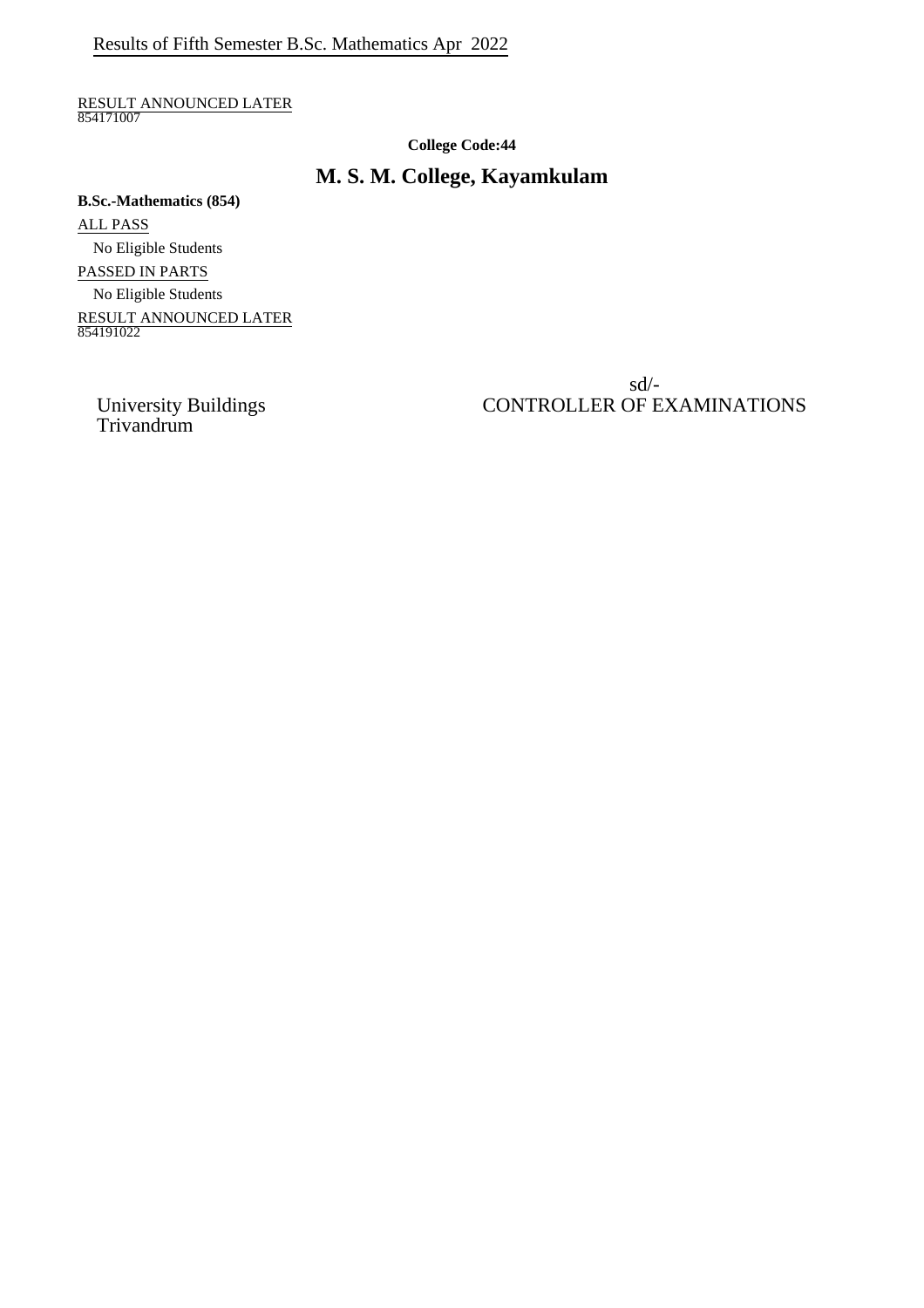Results of Fifth Semester B.Sc. Mathematics Apr 2022

RESULT ANNOUNCED LATER
854171007

**College Code:44**

## M. S. M. College, Kayamkulam

**B.Sc.-Mathematics (854)**

ALL PASS

No Eligible Students

PASSED IN PARTS

No Eligible Students

RESULT ANNOUNCED LATER
854191022

sd/-
CONTROLLER OF EXAMINATIONS

University Buildings
Trivandrum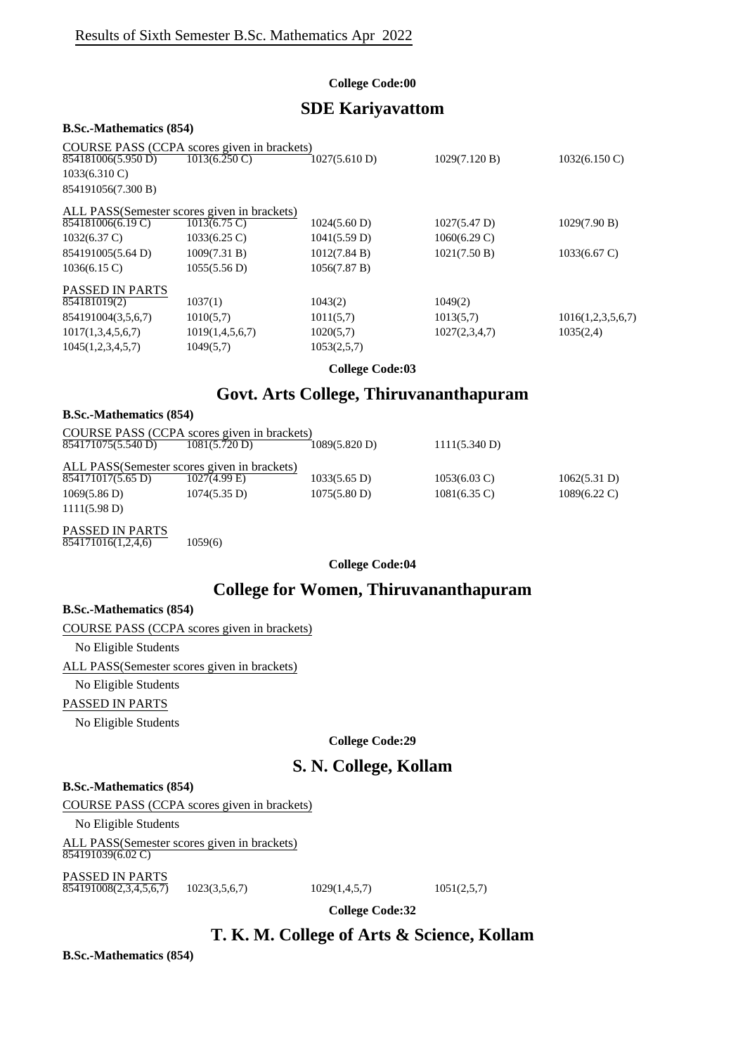Results of Sixth Semester B.Sc. Mathematics Apr 2022

**College Code:00**

## SDE Kariyavattom

**B.Sc.-Mathematics (854)**

COURSE PASS (CCPA scores given in brackets)

| | | | | |
|---|---|---|---|---|
| 854181006(5.950 D) | 1013(6.250 C) | 1027(5.610 D) | 1029(7.120 B) | 1032(6.150 C) |
| 1033(6.310 C) | | | | |
| 854191056(7.300 B) | | | | |

ALL PASS(Semester scores given in brackets)

| | | | | |
|---|---|---|---|---|
| 854181006(6.19 C) | 1013(6.75 C) | 1024(5.60 D) | 1027(5.47 D) | 1029(7.90 B) |
| 1032(6.37 C) | 1033(6.25 C) | 1041(5.59 D) | 1060(6.29 C) | |
| 854191005(5.64 D) | 1009(7.31 B) | 1012(7.84 B) | 1021(7.50 B) | 1033(6.67 C) |
| 1036(6.15 C) | 1055(5.56 D) | 1056(7.87 B) | | |

PASSED IN PARTS

| | | | | |
|---|---|---|---|---|
| 854181019(2) | 1037(1) | 1043(2) | 1049(2) | |
| 854191004(3,5,6,7) | 1010(5,7) | 1011(5,7) | 1013(5,7) | 1016(1,2,3,5,6,7) |
| 1017(1,3,4,5,6,7) | 1019(1,4,5,6,7) | 1020(5,7) | 1027(2,3,4,7) | 1035(2,4) |
| 1045(1,2,3,4,5,7) | 1049(5,7) | 1053(2,5,7) | | |

**College Code:03**

## Govt. Arts College, Thiruvananthapuram

**B.Sc.-Mathematics (854)**

COURSE PASS (CCPA scores given in brackets)

| | | | |
|---|---|---|---|
| 854171075(5.540 D) | 1081(5.720 D) | 1089(5.820 D) | 1111(5.340 D) |

ALL PASS(Semester scores given in brackets)

| | | | | |
|---|---|---|---|---|
| 854171017(5.65 D) | 1027(4.99 E) | 1033(5.65 D) | 1053(6.03 C) | 1062(5.31 D) |
| 1069(5.86 D) | 1074(5.35 D) | 1075(5.80 D) | 1081(6.35 C) | 1089(6.22 C) |
| 1111(5.98 D) | | | | |

PASSED IN PARTS

| | |
|---|---|
| 854171016(1,2,4,6) | 1059(6) |

**College Code:04**

## College for Women, Thiruvananthapuram

**B.Sc.-Mathematics (854)**

COURSE PASS (CCPA scores given in brackets)

No Eligible Students

ALL PASS(Semester scores given in brackets)

No Eligible Students

PASSED IN PARTS

No Eligible Students

**College Code:29**

## S. N. College, Kollam

**B.Sc.-Mathematics (854)**

COURSE PASS (CCPA scores given in brackets)

No Eligible Students

ALL PASS(Semester scores given in brackets)

854191039(6.02 C)

PASSED IN PARTS

| | | | |
|---|---|---|---|
| 854191008(2,3,4,5,6,7) | 1023(3,5,6,7) | 1029(1,4,5,7) | 1051(2,5,7) |

**College Code:32**

## T. K. M. College of Arts & Science, Kollam

**B.Sc.-Mathematics (854)**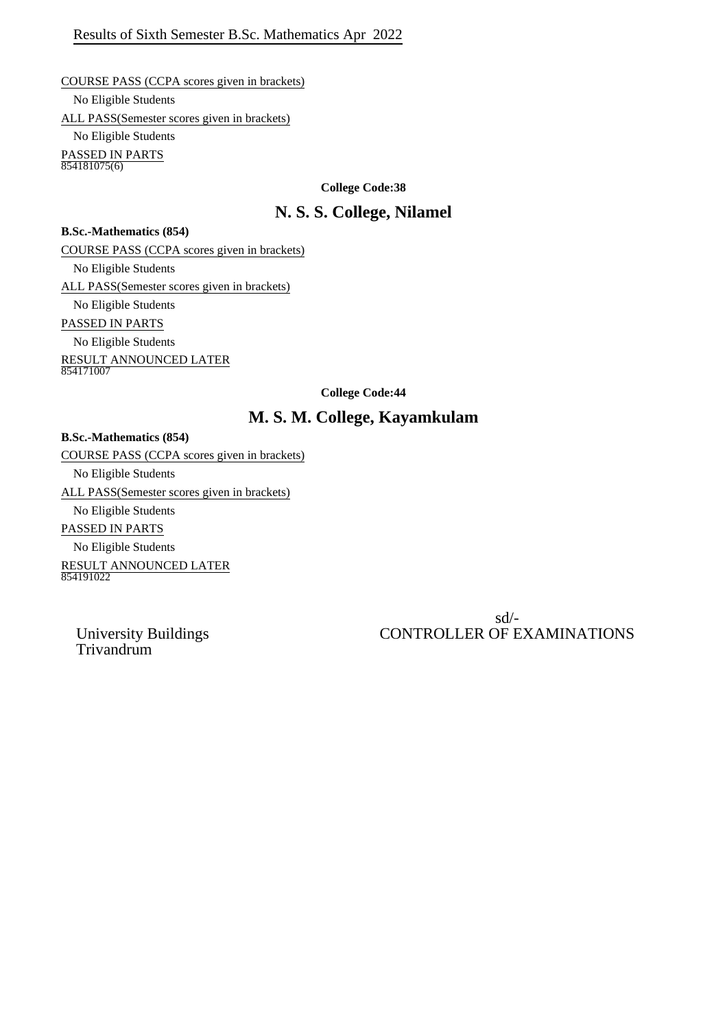COURSE PASS (CCPA scores given in brackets)

No Eligible Students

ALL PASS(Semester scores given in brackets)

No Eligible Students

PASSED IN PARTS

854181075(6)

**College Code:38**

## N. S. S. College, Nilamel

**B.Sc.-Mathematics (854)**

COURSE PASS (CCPA scores given in brackets)

No Eligible Students

ALL PASS(Semester scores given in brackets)

No Eligible Students

PASSED IN PARTS

No Eligible Students

RESULT ANNOUNCED LATER

854171007

**College Code:44**

## M. S. M. College, Kayamkulam

**B.Sc.-Mathematics (854)**

COURSE PASS (CCPA scores given in brackets)

No Eligible Students

ALL PASS(Semester scores given in brackets)

No Eligible Students

PASSED IN PARTS

No Eligible Students

RESULT ANNOUNCED LATER

854191022

sd/-

CONTROLLER OF EXAMINATIONS

University Buildings
Trivandrum